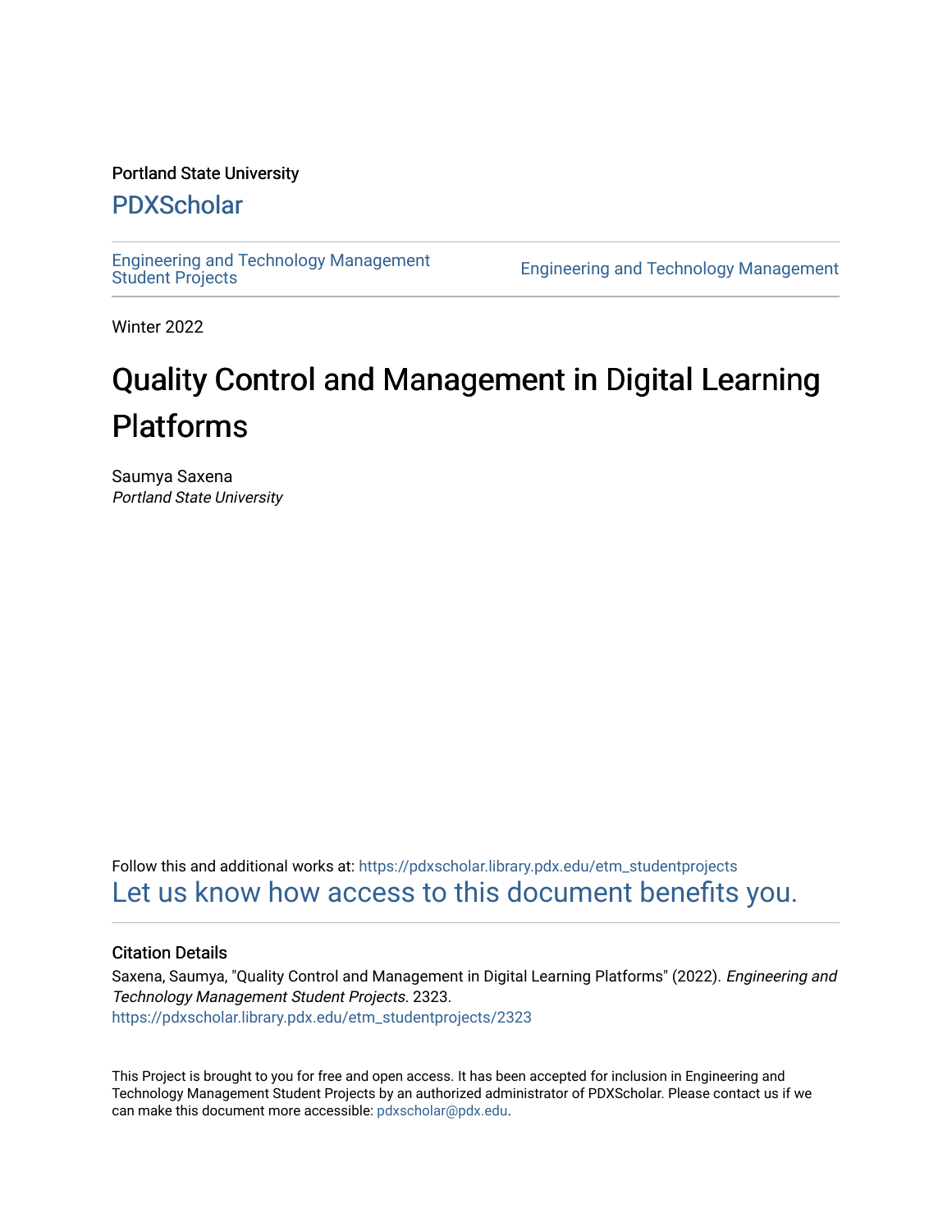Portland State University

# PDXScholar

Engineering and Technology Management Student Projects | Engineering and Technology Management

Winter 2022

# Quality Control and Management in Digital Learning Platforms

Saumya Saxena
*Portland State University*

Follow this and additional works at: https://pdxscholar.library.pdx.edu/etm_studentprojects

Let us know how access to this document benefits you.

### Citation Details

Saxena, Saumya, "Quality Control and Management in Digital Learning Platforms" (2022). *Engineering and Technology Management Student Projects*. 2323.
https://pdxscholar.library.pdx.edu/etm_studentprojects/2323

This Project is brought to you for free and open access. It has been accepted for inclusion in Engineering and Technology Management Student Projects by an authorized administrator of PDXScholar. Please contact us if we can make this document more accessible: pdxscholar@pdx.edu.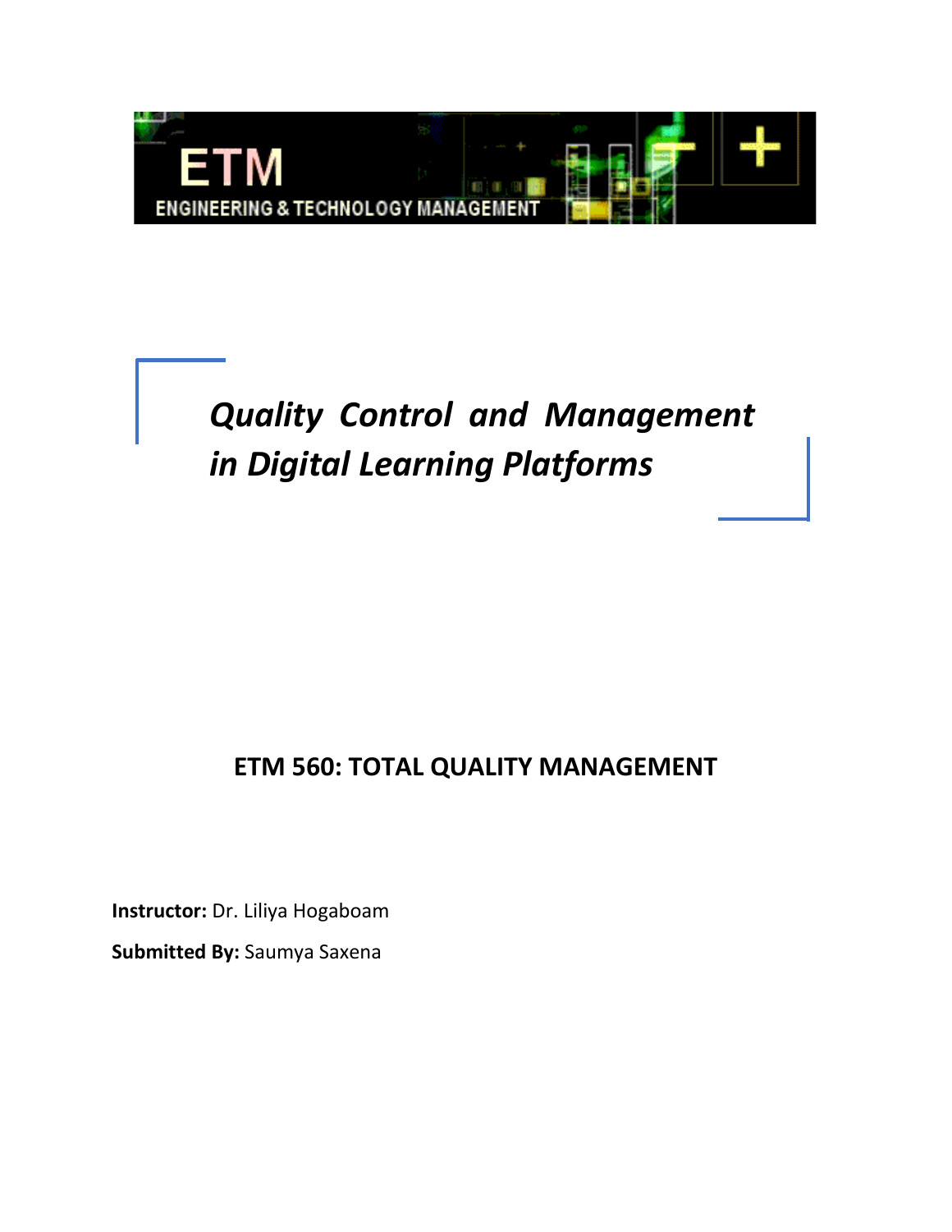ETM

ENGINEERING & TECHNOLOGY MANAGEMENT

# *Quality Control and Management in Digital Learning Platforms*

## ETM 560: TOTAL QUALITY MANAGEMENT

**Instructor:** Dr. Liliya Hogaboam

**Submitted By:** Saumya Saxena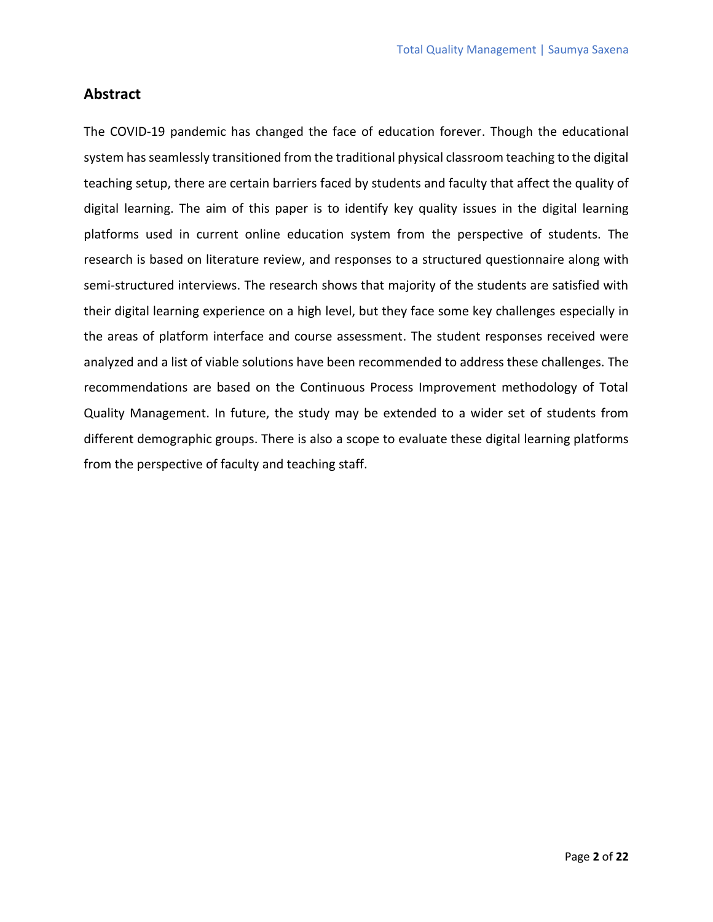## Abstract

The COVID-19 pandemic has changed the face of education forever. Though the educational system has seamlessly transitioned from the traditional physical classroom teaching to the digital teaching setup, there are certain barriers faced by students and faculty that affect the quality of digital learning. The aim of this paper is to identify key quality issues in the digital learning platforms used in current online education system from the perspective of students. The research is based on literature review, and responses to a structured questionnaire along with semi-structured interviews. The research shows that majority of the students are satisfied with their digital learning experience on a high level, but they face some key challenges especially in the areas of platform interface and course assessment. The student responses received were analyzed and a list of viable solutions have been recommended to address these challenges. The recommendations are based on the Continuous Process Improvement methodology of Total Quality Management. In future, the study may be extended to a wider set of students from different demographic groups. There is also a scope to evaluate these digital learning platforms from the perspective of faculty and teaching staff.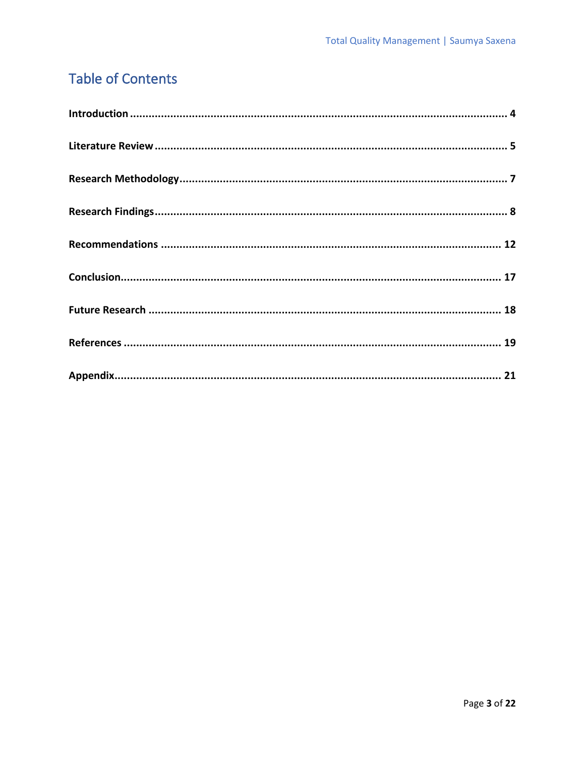# Table of Contents

**Introduction** ........................................................................................................... **4**

**Literature Review** ..................................................................................................... **5**

**Research Methodology** ............................................................................................. **7**

**Research Findings** .................................................................................................... **8**

**Recommendations** ................................................................................................... **12**

**Conclusion** ............................................................................................................... **17**

**Future Research** ....................................................................................................... **18**

**References** ................................................................................................................ **19**

**Appendix** .................................................................................................................. **21**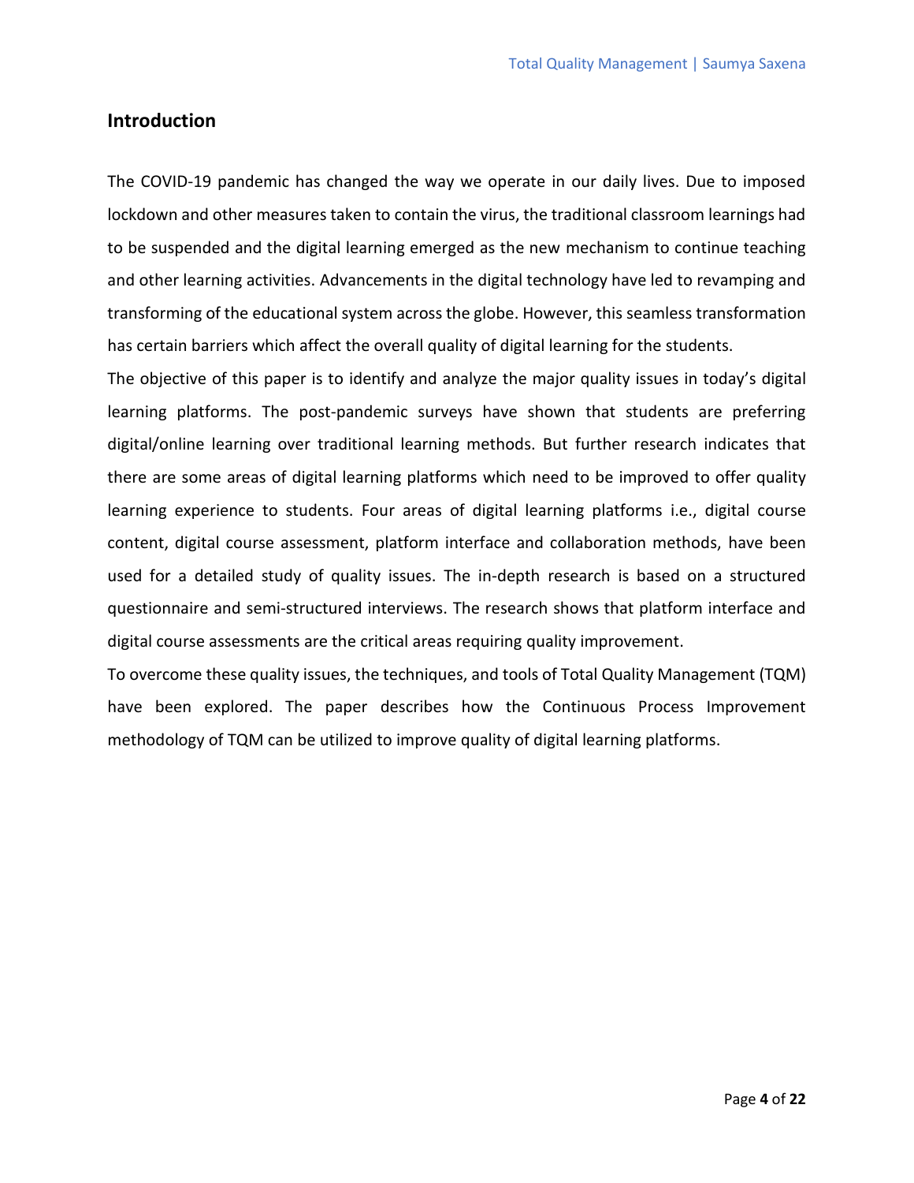## Introduction

The COVID-19 pandemic has changed the way we operate in our daily lives. Due to imposed lockdown and other measures taken to contain the virus, the traditional classroom learnings had to be suspended and the digital learning emerged as the new mechanism to continue teaching and other learning activities. Advancements in the digital technology have led to revamping and transforming of the educational system across the globe. However, this seamless transformation has certain barriers which affect the overall quality of digital learning for the students.

The objective of this paper is to identify and analyze the major quality issues in today's digital learning platforms. The post-pandemic surveys have shown that students are preferring digital/online learning over traditional learning methods. But further research indicates that there are some areas of digital learning platforms which need to be improved to offer quality learning experience to students. Four areas of digital learning platforms i.e., digital course content, digital course assessment, platform interface and collaboration methods, have been used for a detailed study of quality issues. The in-depth research is based on a structured questionnaire and semi-structured interviews. The research shows that platform interface and digital course assessments are the critical areas requiring quality improvement.

To overcome these quality issues, the techniques, and tools of Total Quality Management (TQM) have been explored. The paper describes how the Continuous Process Improvement methodology of TQM can be utilized to improve quality of digital learning platforms.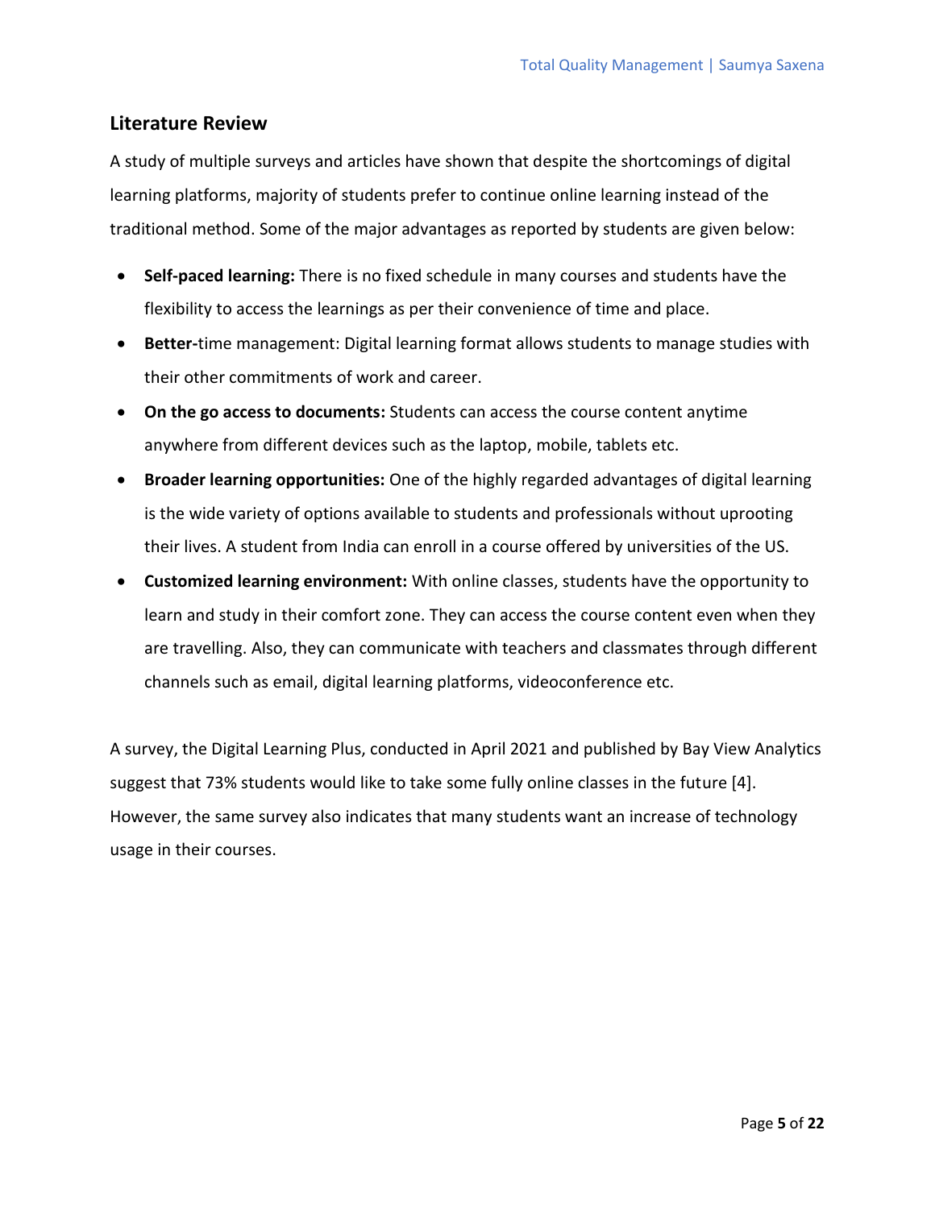## Literature Review

A study of multiple surveys and articles have shown that despite the shortcomings of digital learning platforms, majority of students prefer to continue online learning instead of the traditional method. Some of the major advantages as reported by students are given below:

- **Self-paced learning:** There is no fixed schedule in many courses and students have the flexibility to access the learnings as per their convenience of time and place.
- **Better-**time management: Digital learning format allows students to manage studies with their other commitments of work and career.
- **On the go access to documents:** Students can access the course content anytime anywhere from different devices such as the laptop, mobile, tablets etc.
- **Broader learning opportunities:** One of the highly regarded advantages of digital learning is the wide variety of options available to students and professionals without uprooting their lives. A student from India can enroll in a course offered by universities of the US.
- **Customized learning environment:** With online classes, students have the opportunity to learn and study in their comfort zone. They can access the course content even when they are travelling. Also, they can communicate with teachers and classmates through different channels such as email, digital learning platforms, videoconference etc.

A survey, the Digital Learning Plus, conducted in April 2021 and published by Bay View Analytics suggest that 73% students would like to take some fully online classes in the future [4]. However, the same survey also indicates that many students want an increase of technology usage in their courses.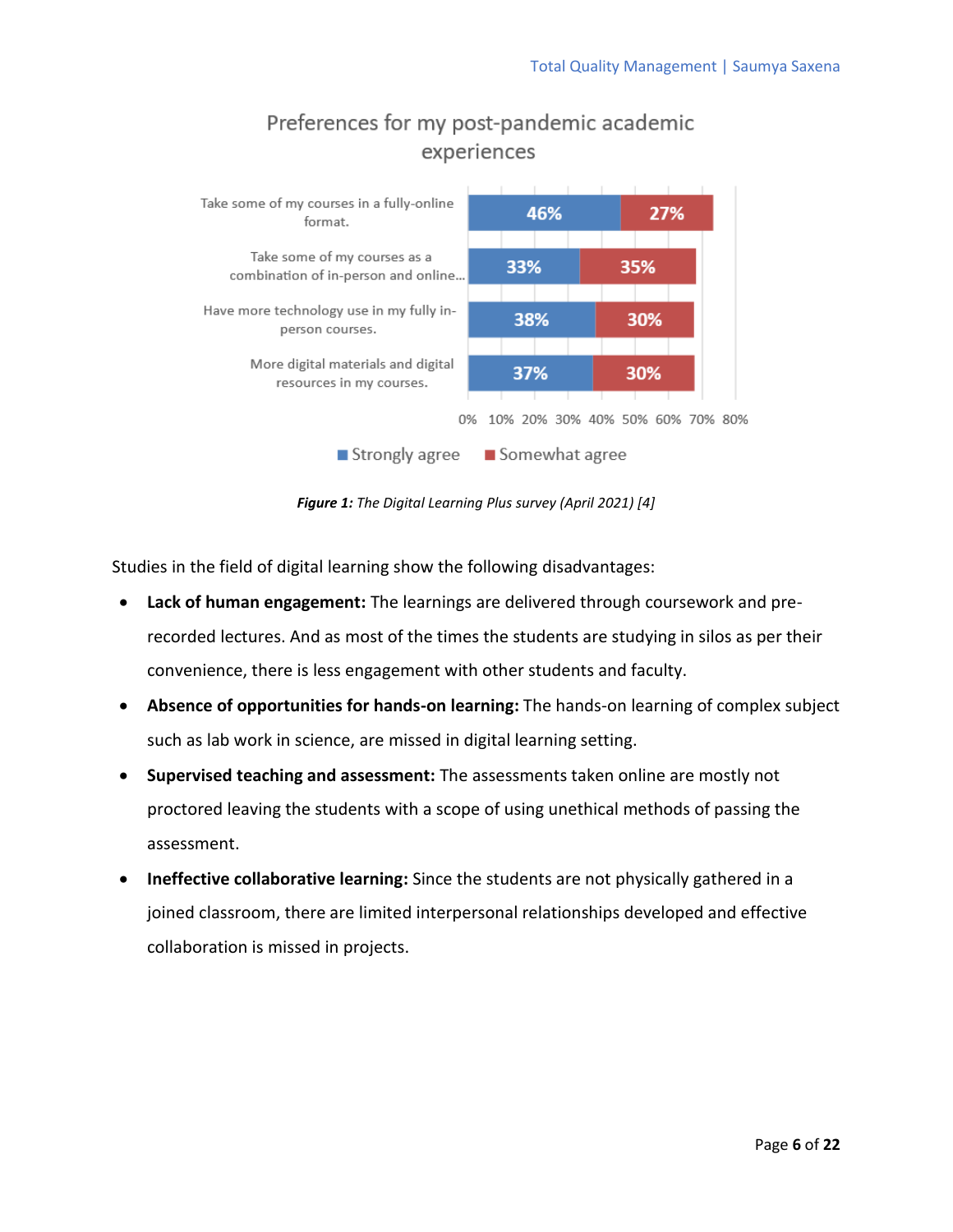**Preferences for my post-pandemic academic experiences**

| | Strongly agree | Somewhat agree |
|---|---|---|
| Take some of my courses in a fully-online format. | 46% | 27% |
| Take some of my courses as a combination of in-person and online... | 33% | 35% |
| Have more technology use in my fully in-person courses. | 38% | 30% |
| More digital materials and digital resources in my courses. | 37% | 30% |

***Figure 1:*** *The Digital Learning Plus survey (April 2021) [4]*

Studies in the field of digital learning show the following disadvantages:

- **Lack of human engagement:** The learnings are delivered through coursework and pre-recorded lectures. And as most of the times the students are studying in silos as per their convenience, there is less engagement with other students and faculty.
- **Absence of opportunities for hands-on learning:** The hands-on learning of complex subject such as lab work in science, are missed in digital learning setting.
- **Supervised teaching and assessment:** The assessments taken online are mostly not proctored leaving the students with a scope of using unethical methods of passing the assessment.
- **Ineffective collaborative learning:** Since the students are not physically gathered in a joined classroom, there are limited interpersonal relationships developed and effective collaboration is missed in projects.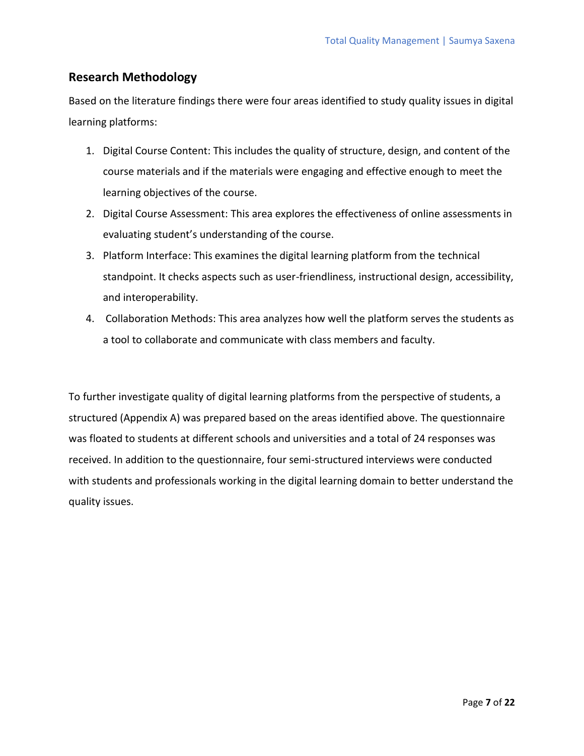## Research Methodology

Based on the literature findings there were four areas identified to study quality issues in digital learning platforms:

1. Digital Course Content: This includes the quality of structure, design, and content of the course materials and if the materials were engaging and effective enough to meet the learning objectives of the course.
2. Digital Course Assessment: This area explores the effectiveness of online assessments in evaluating student's understanding of the course.
3. Platform Interface: This examines the digital learning platform from the technical standpoint. It checks aspects such as user-friendliness, instructional design, accessibility, and interoperability.
4. Collaboration Methods: This area analyzes how well the platform serves the students as a tool to collaborate and communicate with class members and faculty.

To further investigate quality of digital learning platforms from the perspective of students, a structured (Appendix A) was prepared based on the areas identified above. The questionnaire was floated to students at different schools and universities and a total of 24 responses was received. In addition to the questionnaire, four semi-structured interviews were conducted with students and professionals working in the digital learning domain to better understand the quality issues.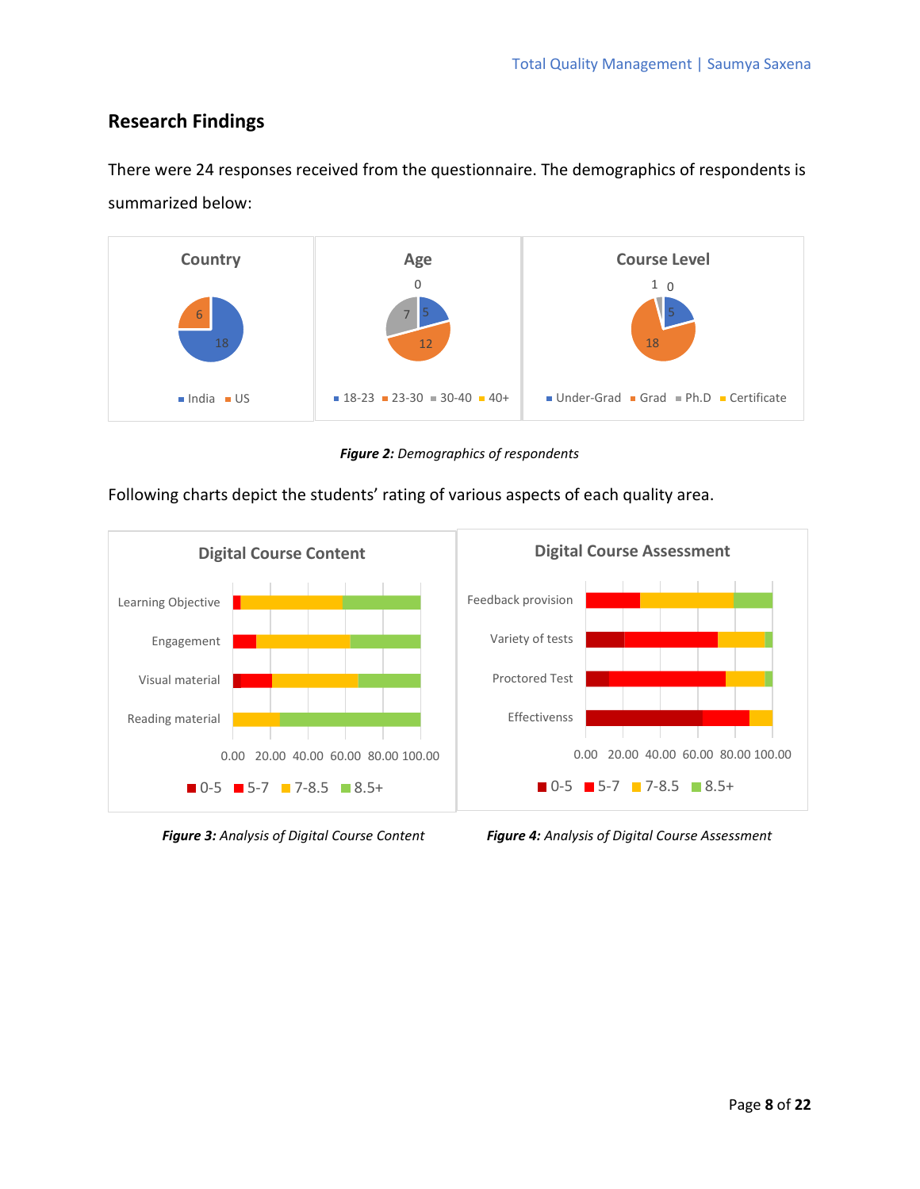## Research Findings

There were 24 responses received from the questionnaire. The demographics of respondents is summarized below:

*Figure 2:* *Demographics of respondents*

Following charts depict the students' rating of various aspects of each quality area.

*Figure 3:* *Analysis of Digital Course Content*

*Figure 4:* *Analysis of Digital Course Assessment*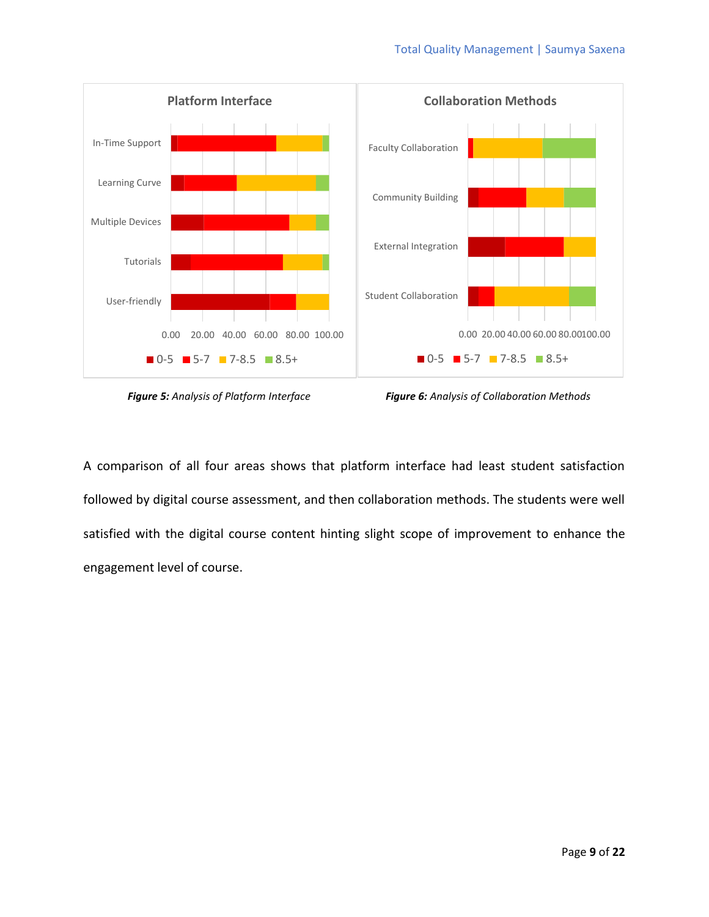*__Figure 5:__ Analysis of Platform Interface*

*__Figure 6:__ Analysis of Collaboration Methods*

A comparison of all four areas shows that platform interface had least student satisfaction followed by digital course assessment, and then collaboration methods. The students were well satisfied with the digital course content hinting slight scope of improvement to enhance the engagement level of course.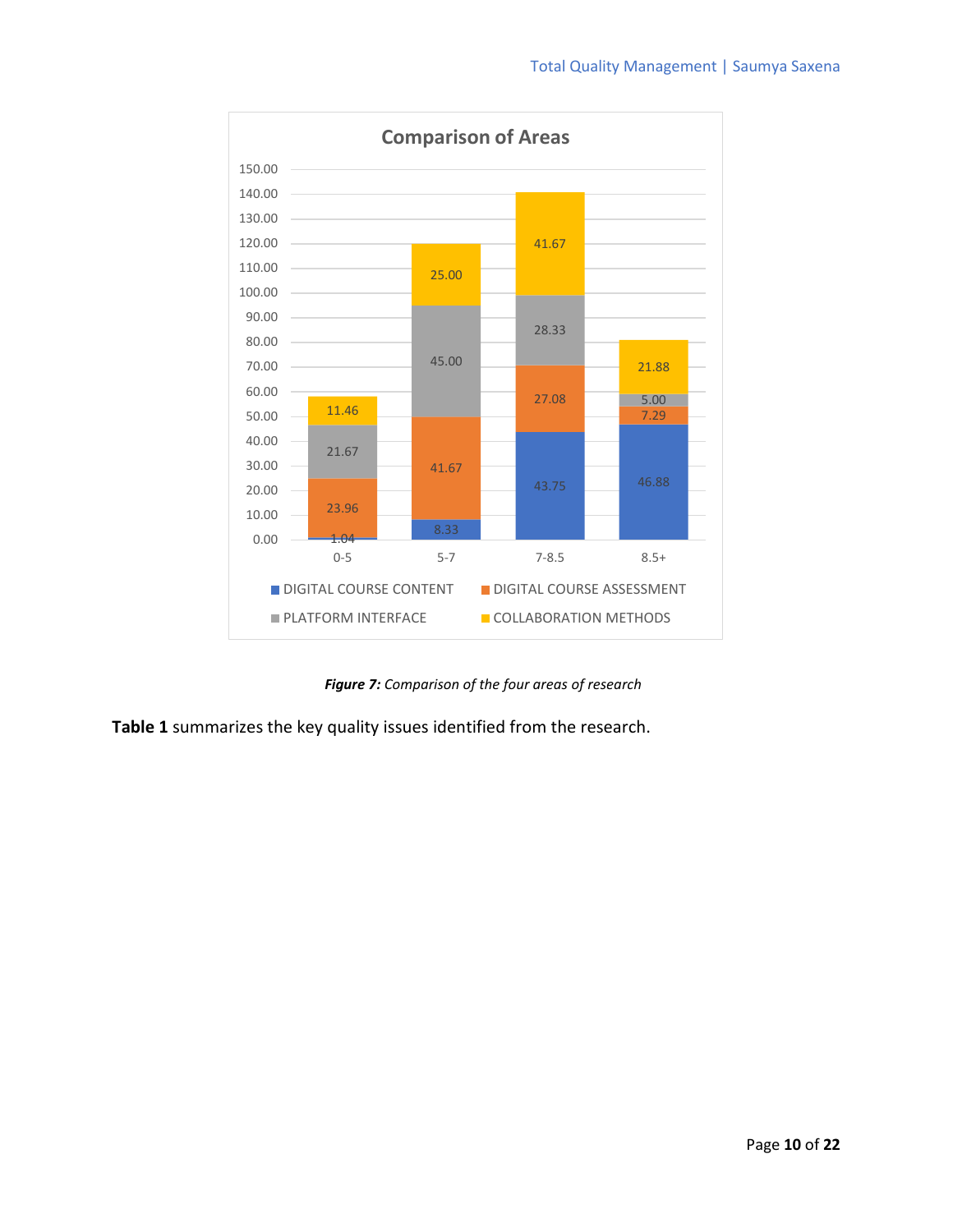**Comparison of Areas**

| | 0-5 | 5-7 | 7-8.5 | 8.5+ |
|---|---|---|---|---|
| DIGITAL COURSE CONTENT | 1.04 | 8.33 | 43.75 | 46.88 |
| DIGITAL COURSE ASSESSMENT | 23.96 | 41.67 | 27.08 | 7.29 |
| PLATFORM INTERFACE | 21.67 | 45.00 | 28.33 | 5.00 |
| COLLABORATION METHODS | 11.46 | 25.00 | 41.67 | 21.88 |

***Figure 7:*** *Comparison of the four areas of research*

**Table 1** summarizes the key quality issues identified from the research.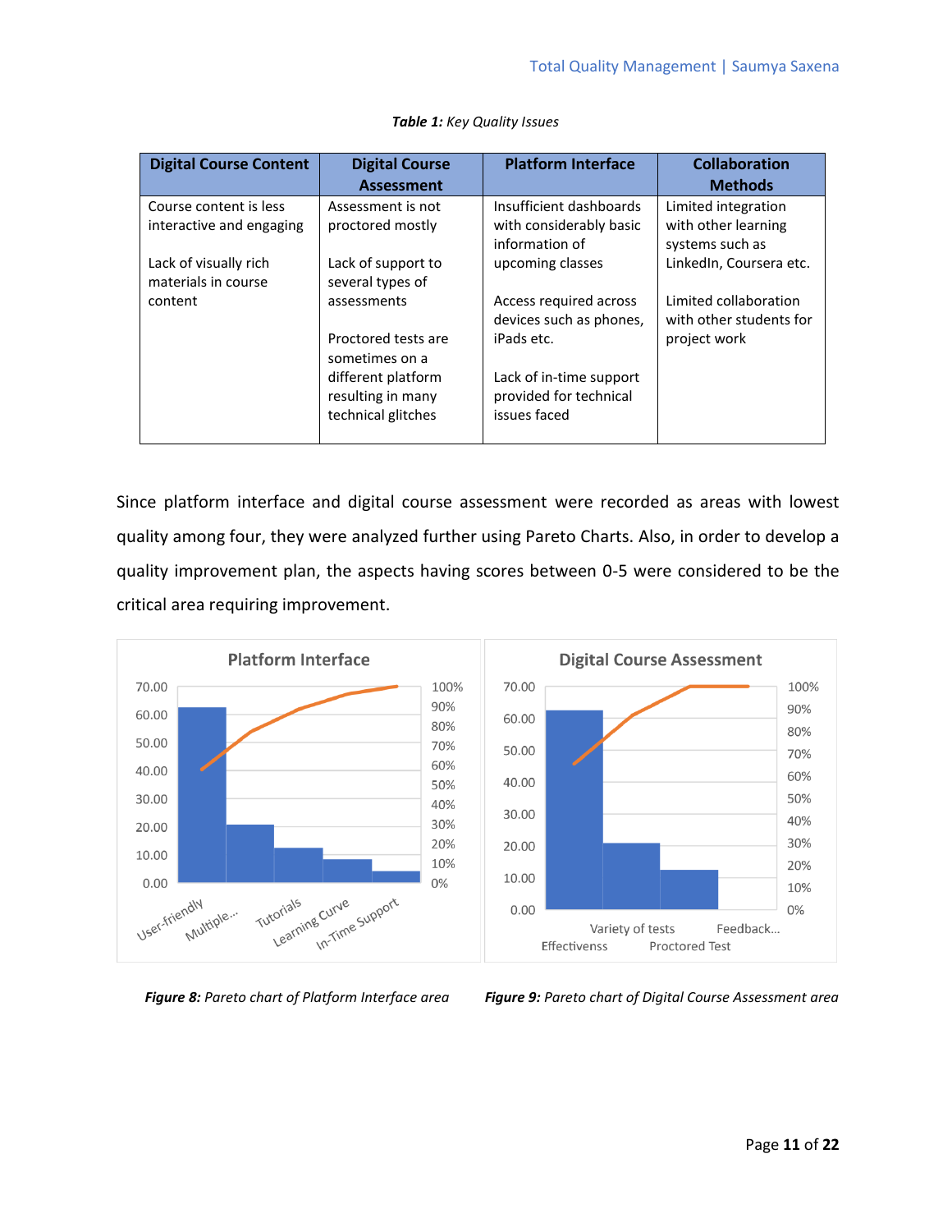*Table 1: Key Quality Issues*

| Digital Course Content | Digital Course Assessment | Platform Interface | Collaboration Methods |
|---|---|---|---|
| Course content is less interactive and engaging<br><br>Lack of visually rich materials in course content | Assessment is not proctored mostly<br><br>Lack of support to several types of assessments<br><br>Proctored tests are sometimes on a different platform resulting in many technical glitches | Insufficient dashboards with considerably basic information of upcoming classes<br><br>Access required across devices such as phones, iPads etc.<br><br>Lack of in-time support provided for technical issues faced | Limited integration with other learning systems such as LinkedIn, Coursera etc.<br><br>Limited collaboration with other students for project work |

Since platform interface and digital course assessment were recorded as areas with lowest quality among four, they were analyzed further using Pareto Charts. Also, in order to develop a quality improvement plan, the aspects having scores between 0-5 were considered to be the critical area requiring improvement.

***Figure 8:** Pareto chart of Platform Interface area*

***Figure 9:** Pareto chart of Digital Course Assessment area*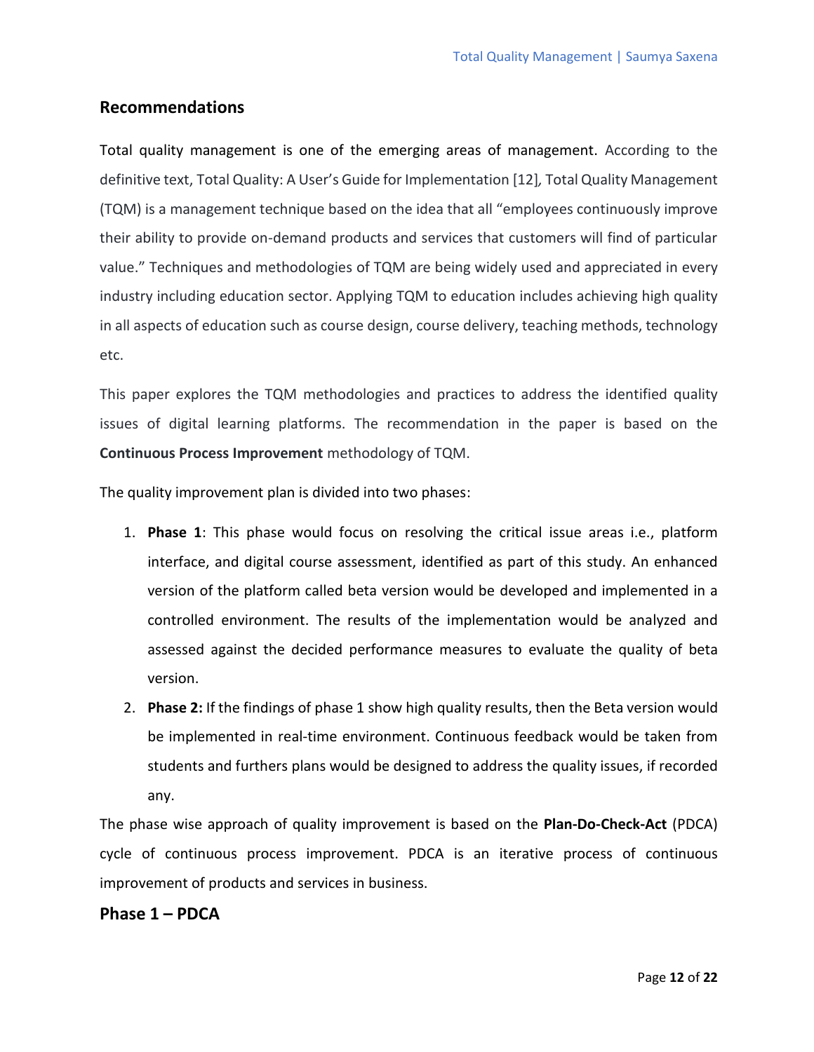## Recommendations

Total quality management is one of the emerging areas of management. According to the definitive text, Total Quality: A User's Guide for Implementation [12], Total Quality Management (TQM) is a management technique based on the idea that all "employees continuously improve their ability to provide on-demand products and services that customers will find of particular value." Techniques and methodologies of TQM are being widely used and appreciated in every industry including education sector. Applying TQM to education includes achieving high quality in all aspects of education such as course design, course delivery, teaching methods, technology etc.

This paper explores the TQM methodologies and practices to address the identified quality issues of digital learning platforms. The recommendation in the paper is based on the **Continuous Process Improvement** methodology of TQM.

The quality improvement plan is divided into two phases:

1. **Phase 1**: This phase would focus on resolving the critical issue areas i.e., platform interface, and digital course assessment, identified as part of this study. An enhanced version of the platform called beta version would be developed and implemented in a controlled environment. The results of the implementation would be analyzed and assessed against the decided performance measures to evaluate the quality of beta version.
2. **Phase 2:** If the findings of phase 1 show high quality results, then the Beta version would be implemented in real-time environment. Continuous feedback would be taken from students and furthers plans would be designed to address the quality issues, if recorded any.

The phase wise approach of quality improvement is based on the **Plan-Do-Check-Act** (PDCA) cycle of continuous process improvement. PDCA is an iterative process of continuous improvement of products and services in business.

## Phase 1 – PDCA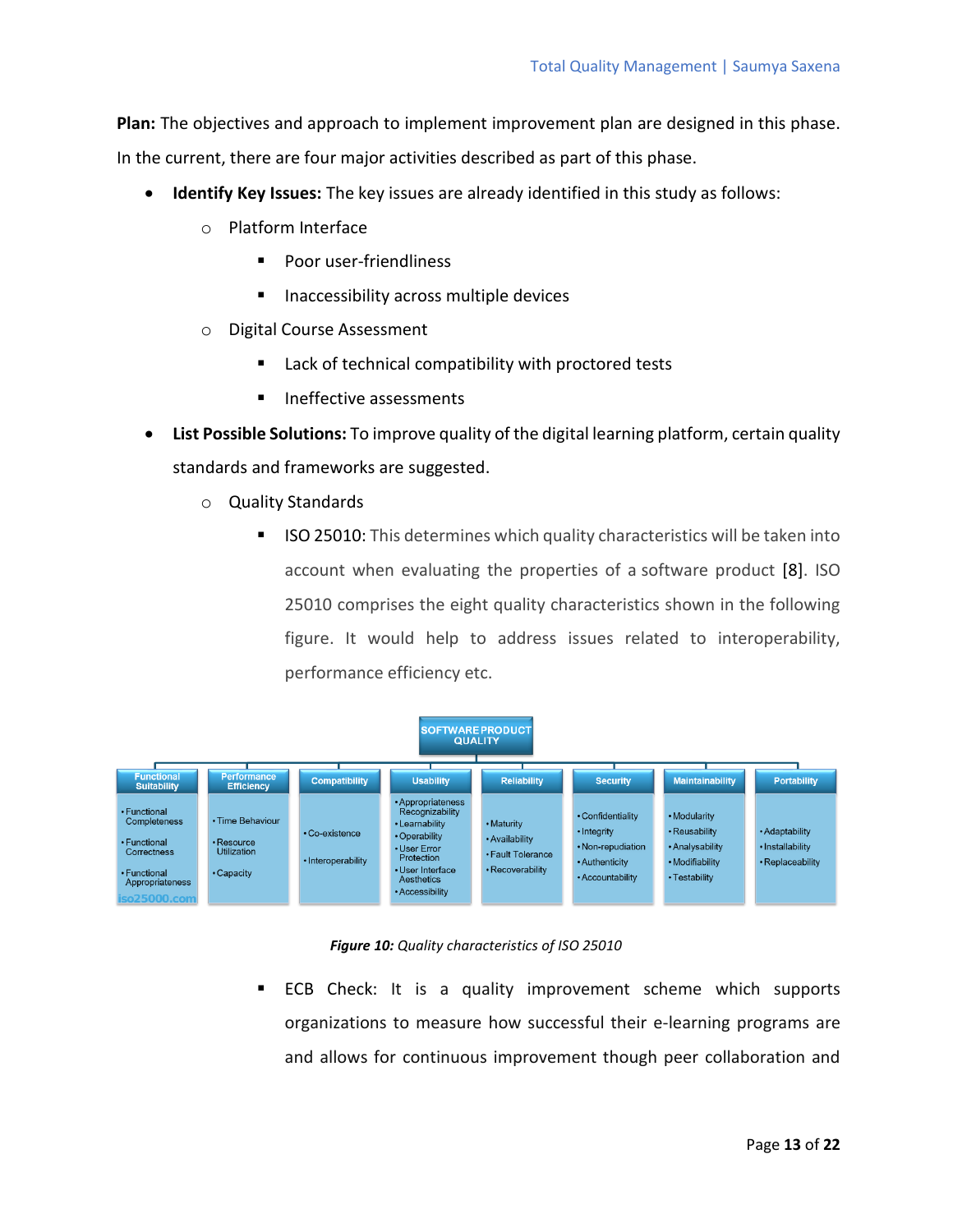**Plan:** The objectives and approach to implement improvement plan are designed in this phase. In the current, there are four major activities described as part of this phase.

- **Identify Key Issues:** The key issues are already identified in this study as follows:
  - Platform Interface
    - Poor user-friendliness
    - Inaccessibility across multiple devices
  - Digital Course Assessment
    - Lack of technical compatibility with proctored tests
    - Ineffective assessments
- **List Possible Solutions:** To improve quality of the digital learning platform, certain quality standards and frameworks are suggested.
  - Quality Standards
    - ISO 25010: This determines which quality characteristics will be taken into account when evaluating the properties of a software product [8]. ISO 25010 comprises the eight quality characteristics shown in the following figure. It would help to address issues related to interoperability, performance efficiency etc.

SOFTWARE PRODUCT QUALITY

| Functional Suitability | Performance Efficiency | Compatibility | Usability | Reliability | Security | Maintainability | Portability |
|---|---|---|---|---|---|---|---|
| • Functional Completeness<br>• Functional Correctness<br>• Functional Appropriateness | • Time Behaviour<br>• Resource Utilization<br>• Capacity | • Co-existence<br>• Interoperability | • Appropriateness Recognizability<br>• Learnability<br>• Operability<br>• User Error Protection<br>• User Interface Aesthetics<br>• Accessibility | • Maturity<br>• Availability<br>• Fault Tolerance<br>• Recoverability | • Confidentiality<br>• Integrity<br>• Non-repudiation<br>• Authenticity<br>• Accountability | • Modularity<br>• Reusability<br>• Analysability<br>• Modifiability<br>• Testability | • Adaptability<br>• Installability<br>• Replaceability |

iso25000.com

***Figure 10:*** *Quality characteristics of ISO 25010*

    - ECB Check: It is a quality improvement scheme which supports organizations to measure how successful their e-learning programs are and allows for continuous improvement though peer collaboration and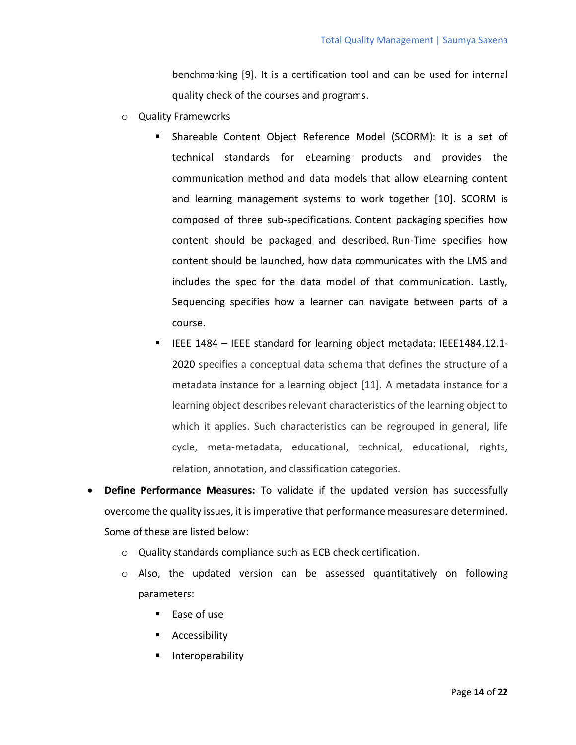benchmarking [9]. It is a certification tool and can be used for internal quality check of the courses and programs.

- Quality Frameworks
  - Shareable Content Object Reference Model (SCORM): It is a set of technical standards for eLearning products and provides the communication method and data models that allow eLearning content and learning management systems to work together [10]. SCORM is composed of three sub-specifications. Content packaging specifies how content should be packaged and described. Run-Time specifies how content should be launched, how data communicates with the LMS and includes the spec for the data model of that communication. Lastly, Sequencing specifies how a learner can navigate between parts of a course.
  - IEEE 1484 – IEEE standard for learning object metadata: IEEE1484.12.1-2020 specifies a conceptual data schema that defines the structure of a metadata instance for a learning object [11]. A metadata instance for a learning object describes relevant characteristics of the learning object to which it applies. Such characteristics can be regrouped in general, life cycle, meta-metadata, educational, technical, educational, rights, relation, annotation, and classification categories.

- **Define Performance Measures:** To validate if the updated version has successfully overcome the quality issues, it is imperative that performance measures are determined. Some of these are listed below:
  - Quality standards compliance such as ECB check certification.
  - Also, the updated version can be assessed quantitatively on following parameters:
    - Ease of use
    - Accessibility
    - Interoperability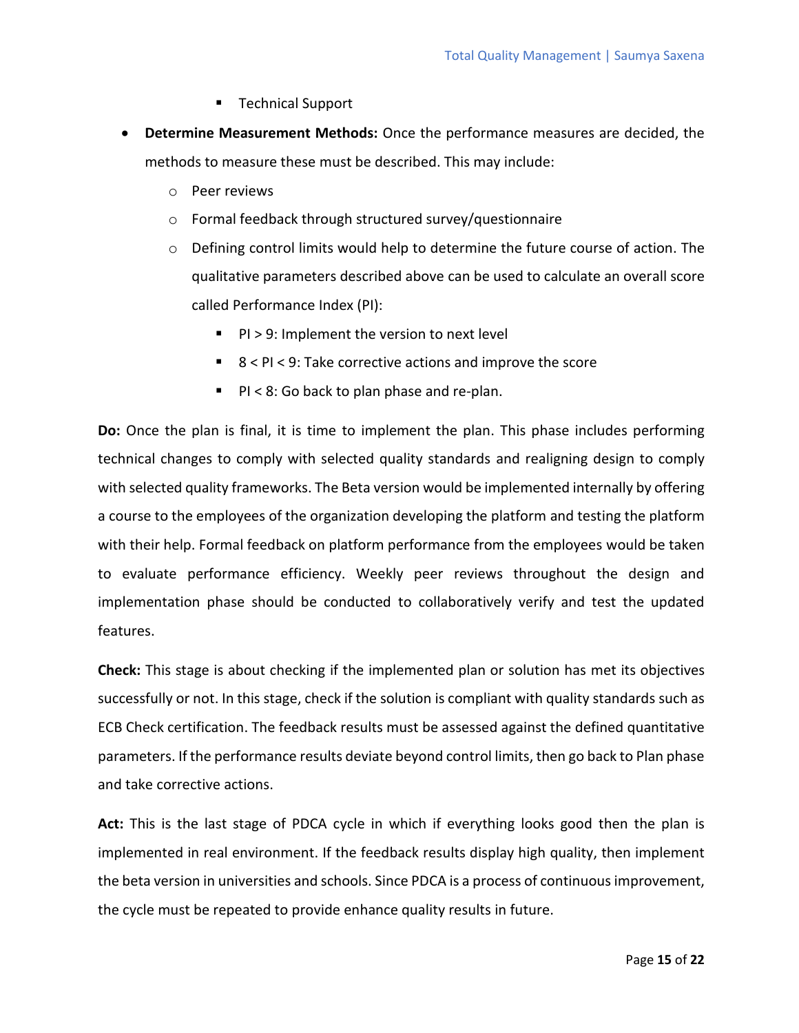- Technical Support

- **Determine Measurement Methods:** Once the performance measures are decided, the methods to measure these must be described. This may include:
    - Peer reviews
    - Formal feedback through structured survey/questionnaire
    - Defining control limits would help to determine the future course of action. The qualitative parameters described above can be used to calculate an overall score called Performance Index (PI):
        - PI > 9: Implement the version to next level
        - 8 < PI < 9: Take corrective actions and improve the score
        - PI < 8: Go back to plan phase and re-plan.

**Do:** Once the plan is final, it is time to implement the plan. This phase includes performing technical changes to comply with selected quality standards and realigning design to comply with selected quality frameworks. The Beta version would be implemented internally by offering a course to the employees of the organization developing the platform and testing the platform with their help. Formal feedback on platform performance from the employees would be taken to evaluate performance efficiency. Weekly peer reviews throughout the design and implementation phase should be conducted to collaboratively verify and test the updated features.

**Check:** This stage is about checking if the implemented plan or solution has met its objectives successfully or not. In this stage, check if the solution is compliant with quality standards such as ECB Check certification. The feedback results must be assessed against the defined quantitative parameters. If the performance results deviate beyond control limits, then go back to Plan phase and take corrective actions.

**Act:** This is the last stage of PDCA cycle in which if everything looks good then the plan is implemented in real environment. If the feedback results display high quality, then implement the beta version in universities and schools. Since PDCA is a process of continuous improvement, the cycle must be repeated to provide enhance quality results in future.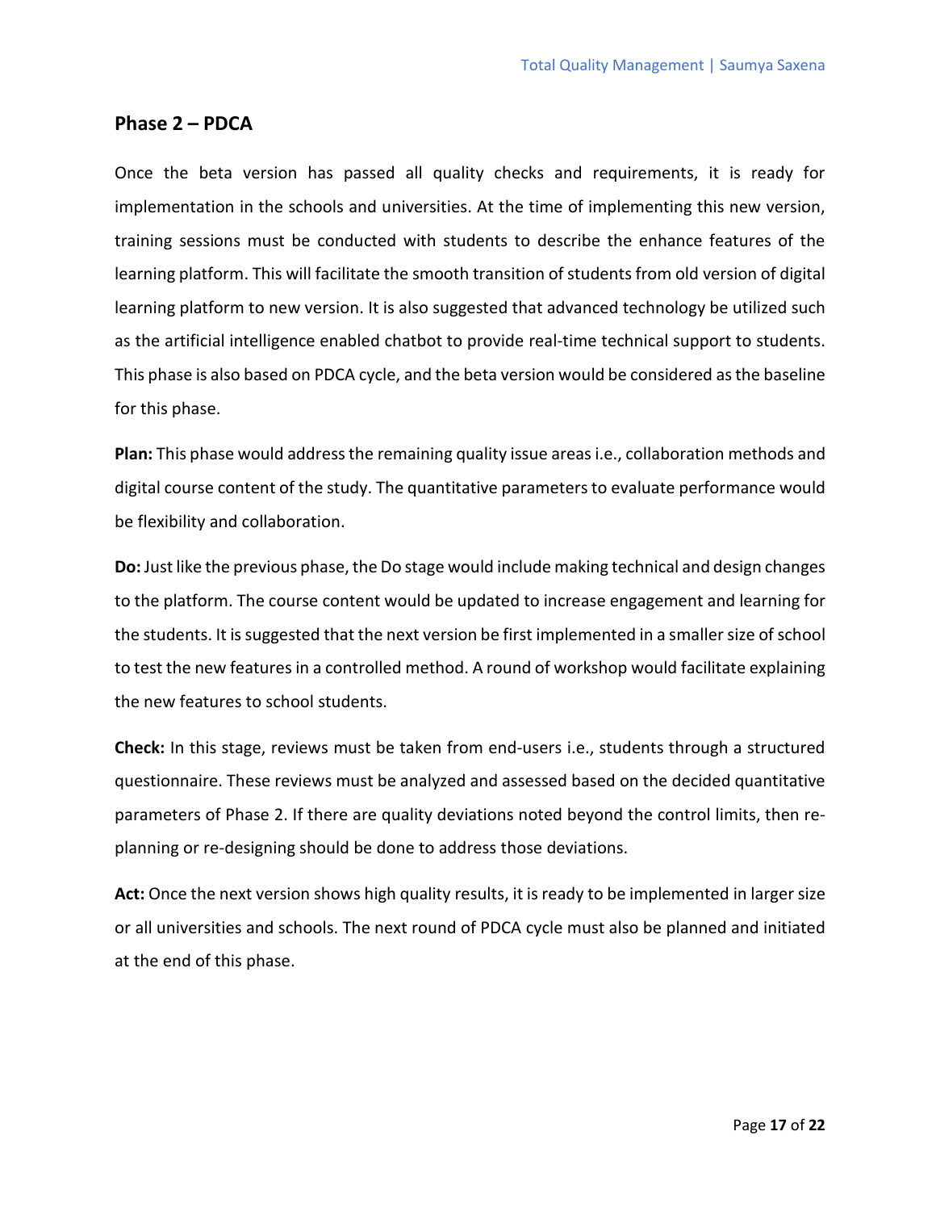## Phase 2 – PDCA

Once the beta version has passed all quality checks and requirements, it is ready for implementation in the schools and universities. At the time of implementing this new version, training sessions must be conducted with students to describe the enhance features of the learning platform. This will facilitate the smooth transition of students from old version of digital learning platform to new version. It is also suggested that advanced technology be utilized such as the artificial intelligence enabled chatbot to provide real-time technical support to students. This phase is also based on PDCA cycle, and the beta version would be considered as the baseline for this phase.

**Plan:** This phase would address the remaining quality issue areas i.e., collaboration methods and digital course content of the study. The quantitative parameters to evaluate performance would be flexibility and collaboration.

**Do:** Just like the previous phase, the Do stage would include making technical and design changes to the platform. The course content would be updated to increase engagement and learning for the students. It is suggested that the next version be first implemented in a smaller size of school to test the new features in a controlled method. A round of workshop would facilitate explaining the new features to school students.

**Check:** In this stage, reviews must be taken from end-users i.e., students through a structured questionnaire. These reviews must be analyzed and assessed based on the decided quantitative parameters of Phase 2. If there are quality deviations noted beyond the control limits, then re-planning or re-designing should be done to address those deviations.

**Act:** Once the next version shows high quality results, it is ready to be implemented in larger size or all universities and schools. The next round of PDCA cycle must also be planned and initiated at the end of this phase.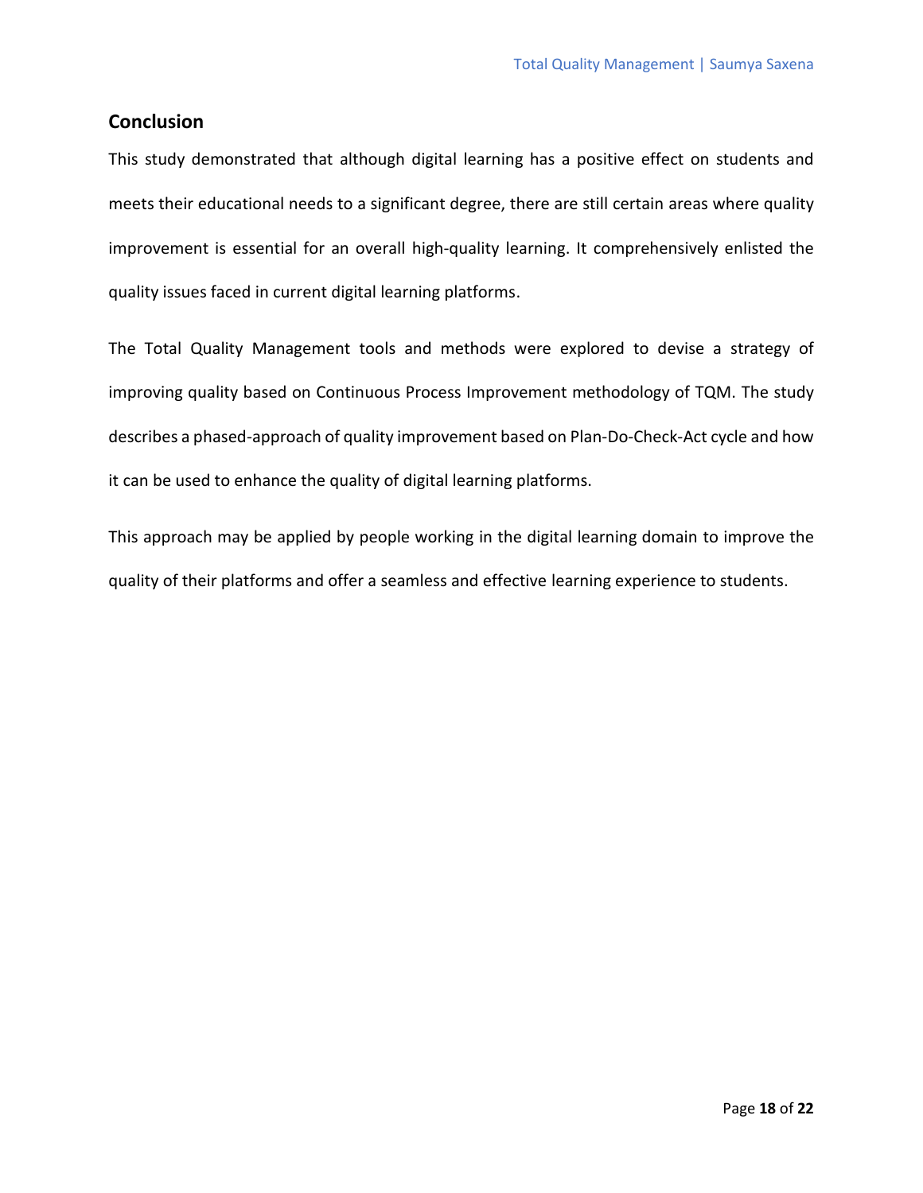## Conclusion

This study demonstrated that although digital learning has a positive effect on students and meets their educational needs to a significant degree, there are still certain areas where quality improvement is essential for an overall high-quality learning. It comprehensively enlisted the quality issues faced in current digital learning platforms.

The Total Quality Management tools and methods were explored to devise a strategy of improving quality based on Continuous Process Improvement methodology of TQM. The study describes a phased-approach of quality improvement based on Plan-Do-Check-Act cycle and how it can be used to enhance the quality of digital learning platforms.

This approach may be applied by people working in the digital learning domain to improve the quality of their platforms and offer a seamless and effective learning experience to students.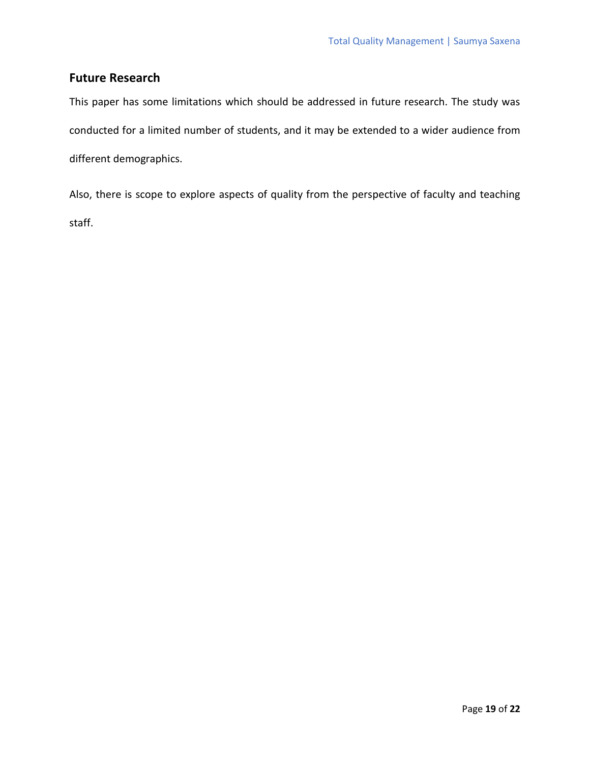## Future Research

This paper has some limitations which should be addressed in future research. The study was conducted for a limited number of students, and it may be extended to a wider audience from different demographics.

Also, there is scope to explore aspects of quality from the perspective of faculty and teaching staff.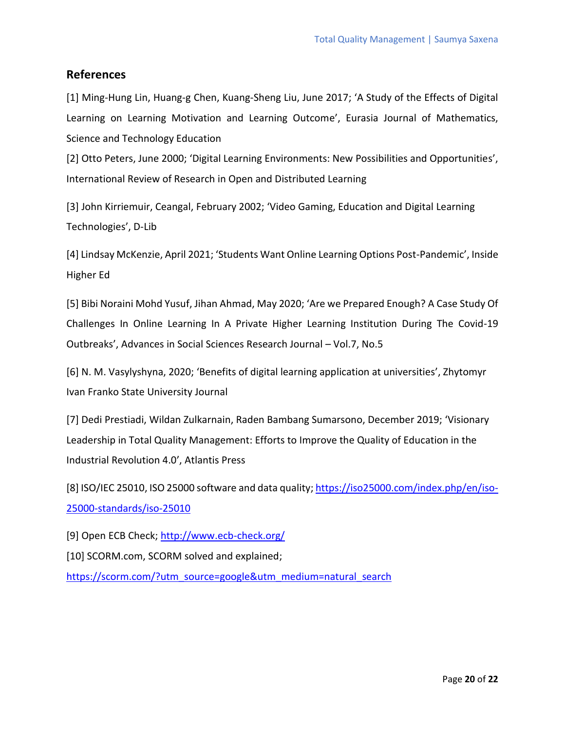## References

[1] Ming-Hung Lin, Huang-g Chen, Kuang-Sheng Liu, June 2017; ‘A Study of the Effects of Digital Learning on Learning Motivation and Learning Outcome’, Eurasia Journal of Mathematics, Science and Technology Education

[2] Otto Peters, June 2000; ‘Digital Learning Environments: New Possibilities and Opportunities’, International Review of Research in Open and Distributed Learning

[3] John Kirriemuir, Ceangal, February 2002; ‘Video Gaming, Education and Digital Learning Technologies’, D-Lib

[4] Lindsay McKenzie, April 2021; ‘Students Want Online Learning Options Post-Pandemic’, Inside Higher Ed

[5] Bibi Noraini Mohd Yusuf, Jihan Ahmad, May 2020; ‘Are we Prepared Enough? A Case Study Of Challenges In Online Learning In A Private Higher Learning Institution During The Covid-19 Outbreaks’, Advances in Social Sciences Research Journal – Vol.7, No.5

[6] N. M. Vasylyshyna, 2020; ‘Benefits of digital learning application at universities’, Zhytomyr Ivan Franko State University Journal

[7] Dedi Prestiadi, Wildan Zulkarnain, Raden Bambang Sumarsono, December 2019; ‘Visionary Leadership in Total Quality Management: Efforts to Improve the Quality of Education in the Industrial Revolution 4.0’, Atlantis Press

[8] ISO/IEC 25010, ISO 25000 software and data quality; https://iso25000.com/index.php/en/iso-25000-standards/iso-25010

[9] Open ECB Check; http://www.ecb-check.org/

[10] SCORM.com, SCORM solved and explained; https://scorm.com/?utm_source=google&utm_medium=natural_search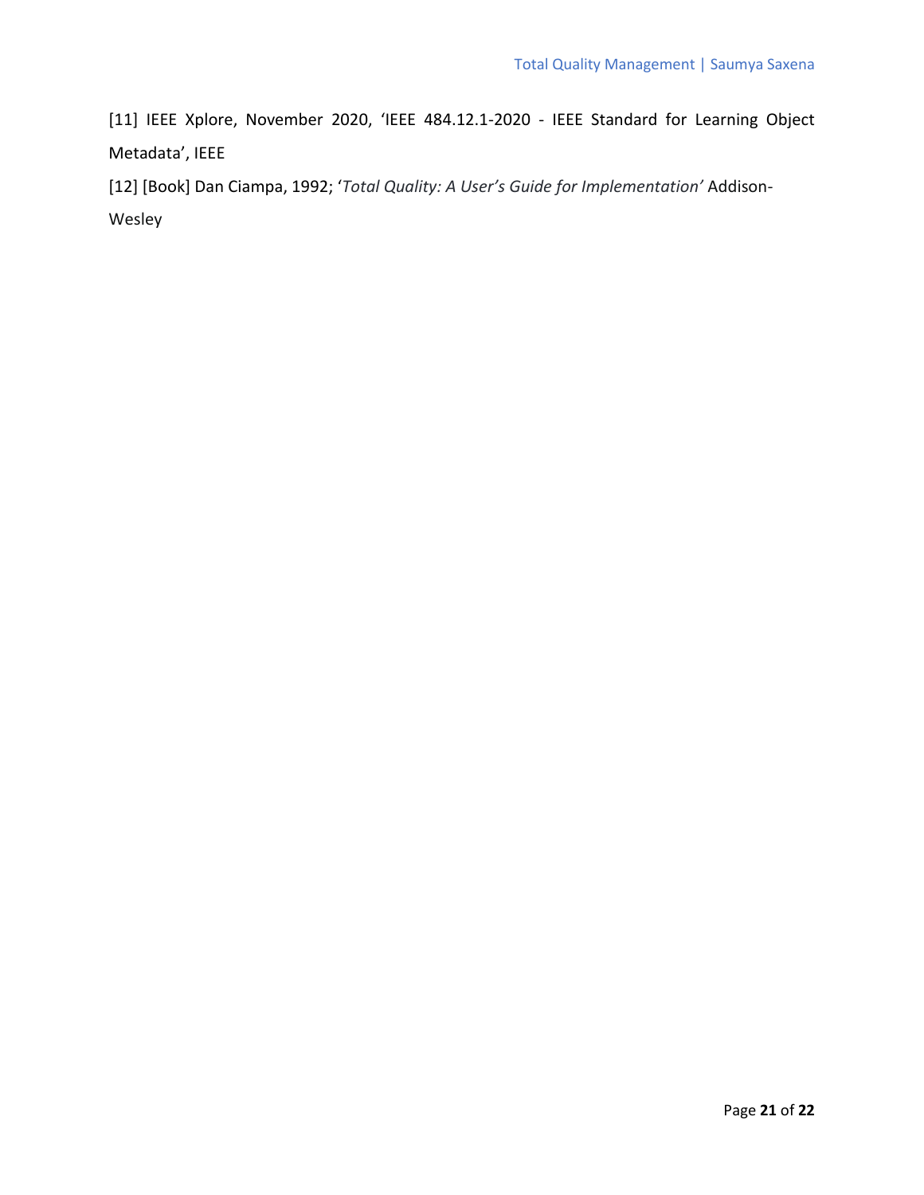[11] IEEE Xplore, November 2020, 'IEEE 484.12.1-2020 - IEEE Standard for Learning Object Metadata', IEEE

[12] [Book] Dan Ciampa, 1992; '*Total Quality: A User's Guide for Implementation*' Addison-Wesley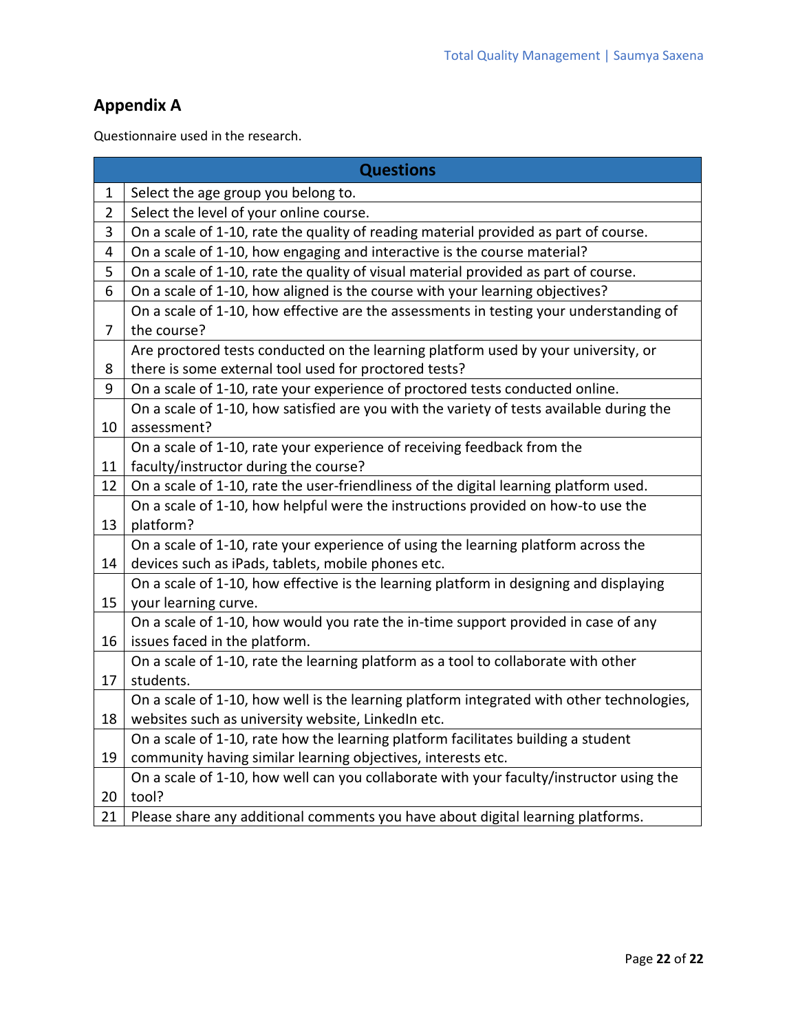## Appendix A

Questionnaire used in the research.

| | Questions |
|---|---|
| 1 | Select the age group you belong to. |
| 2 | Select the level of your online course. |
| 3 | On a scale of 1-10, rate the quality of reading material provided as part of course. |
| 4 | On a scale of 1-10, how engaging and interactive is the course material? |
| 5 | On a scale of 1-10, rate the quality of visual material provided as part of course. |
| 6 | On a scale of 1-10, how aligned is the course with your learning objectives? |
| 7 | On a scale of 1-10, how effective are the assessments in testing your understanding of the course? |
| 8 | Are proctored tests conducted on the learning platform used by your university, or there is some external tool used for proctored tests? |
| 9 | On a scale of 1-10, rate your experience of proctored tests conducted online. |
| 10 | On a scale of 1-10, how satisfied are you with the variety of tests available during the assessment? |
| 11 | On a scale of 1-10, rate your experience of receiving feedback from the faculty/instructor during the course? |
| 12 | On a scale of 1-10, rate the user-friendliness of the digital learning platform used. |
| 13 | On a scale of 1-10, how helpful were the instructions provided on how-to use the platform? |
| 14 | On a scale of 1-10, rate your experience of using the learning platform across the devices such as iPads, tablets, mobile phones etc. |
| 15 | On a scale of 1-10, how effective is the learning platform in designing and displaying your learning curve. |
| 16 | On a scale of 1-10, how would you rate the in-time support provided in case of any issues faced in the platform. |
| 17 | On a scale of 1-10, rate the learning platform as a tool to collaborate with other students. |
| 18 | On a scale of 1-10, how well is the learning platform integrated with other technologies, websites such as university website, LinkedIn etc. |
| 19 | On a scale of 1-10, rate how the learning platform facilitates building a student community having similar learning objectives, interests etc. |
| 20 | On a scale of 1-10, how well can you collaborate with your faculty/instructor using the tool? |
| 21 | Please share any additional comments you have about digital learning platforms. |